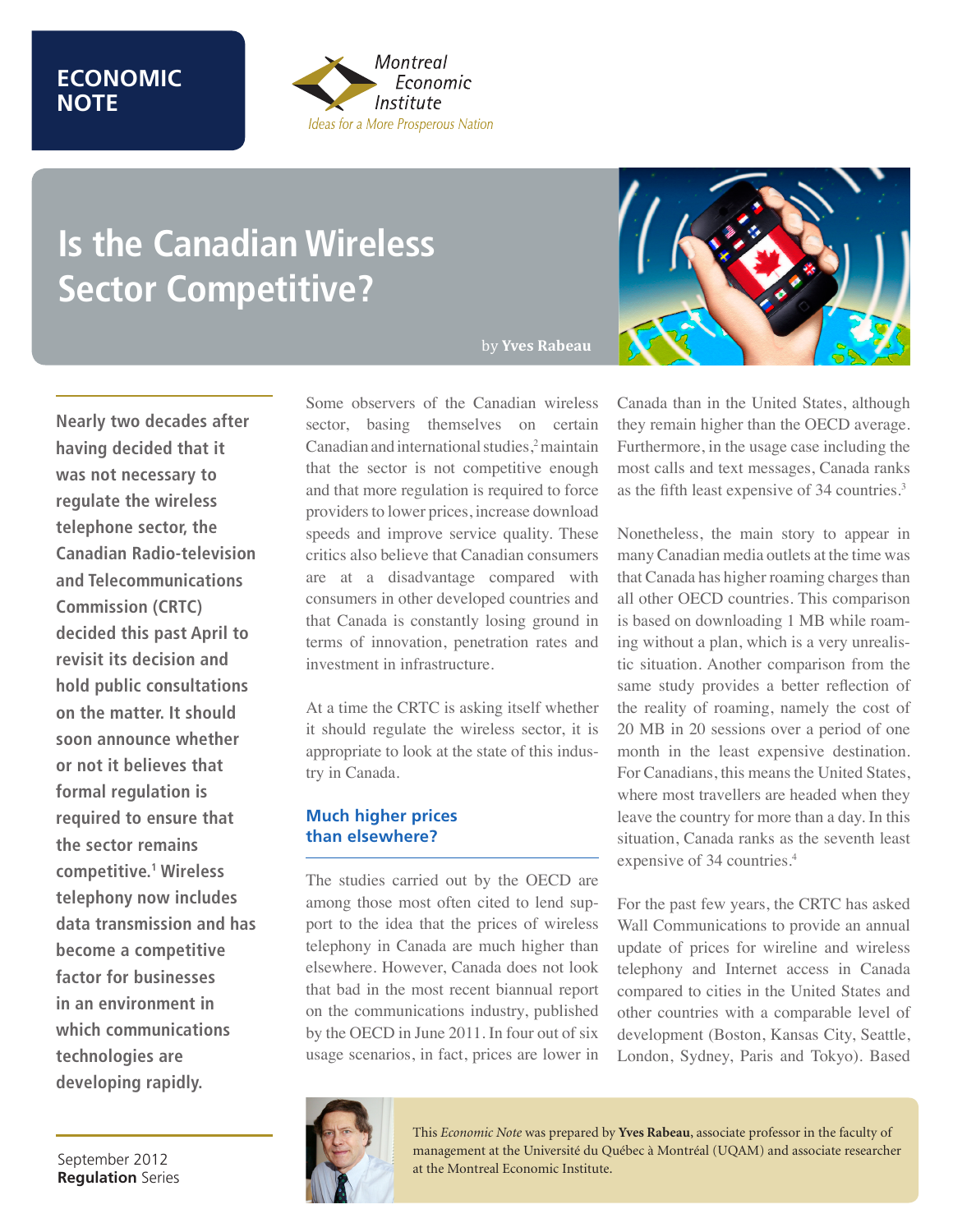ECONOMIC NOTE

Montreal Economic Institute

*Ideas for a More Prosperous Nation*

# Is the Canadian Wireless Sector Competitive?

by **Yves Rabeau**

**Nearly two decades after having decided that it was not necessary to regulate the wireless telephone sector, the Canadian Radio-television and Telecommunications Commission (CRTC) decided this past April to revisit its decision and hold public consultations on the matter. It should soon announce whether or not it believes that formal regulation is required to ensure that the sector remains competitive.[1] Wireless telephony now includes data transmission and has become a competitive factor for businesses in an environment in which communications technologies are developing rapidly.**

September 2012
**Regulation** Series

Some observers of the Canadian wireless sector, basing themselves on certain Canadian and international studies,[2] maintain that the sector is not competitive enough and that more regulation is required to force providers to lower prices, increase download speeds and improve service quality. These critics also believe that Canadian consumers are at a disadvantage compared with consumers in other developed countries and that Canada is constantly losing ground in terms of innovation, penetration rates and investment in infrastructure.

At a time the CRTC is asking itself whether it should regulate the wireless sector, it is appropriate to look at the state of this industry in Canada.

## Much higher prices than elsewhere?

The studies carried out by the OECD are among those most often cited to lend support to the idea that the prices of wireless telephony in Canada are much higher than elsewhere. However, Canada does not look that bad in the most recent biannual report on the communications industry, published by the OECD in June 2011. In four out of six usage scenarios, in fact, prices are lower in Canada than in the United States, although they remain higher than the OECD average. Furthermore, in the usage case including the most calls and text messages, Canada ranks as the fifth least expensive of 34 countries.[3]

Nonetheless, the main story to appear in many Canadian media outlets at the time was that Canada has higher roaming charges than all other OECD countries. This comparison is based on downloading 1 MB while roaming without a plan, which is a very unrealistic situation. Another comparison from the same study provides a better reflection of the reality of roaming, namely the cost of 20 MB in 20 sessions over a period of one month in the least expensive destination. For Canadians, this means the United States, where most travellers are headed when they leave the country for more than a day. In this situation, Canada ranks as the seventh least expensive of 34 countries.[4]

For the past few years, the CRTC has asked Wall Communications to provide an annual update of prices for wireline and wireless telephony and Internet access in Canada compared to cities in the United States and other countries with a comparable level of development (Boston, Kansas City, Seattle, London, Sydney, Paris and Tokyo). Based

This *Economic Note* was prepared by **Yves Rabeau**, associate professor in the faculty of management at the Université du Québec à Montréal (UQAM) and associate researcher at the Montreal Economic Institute.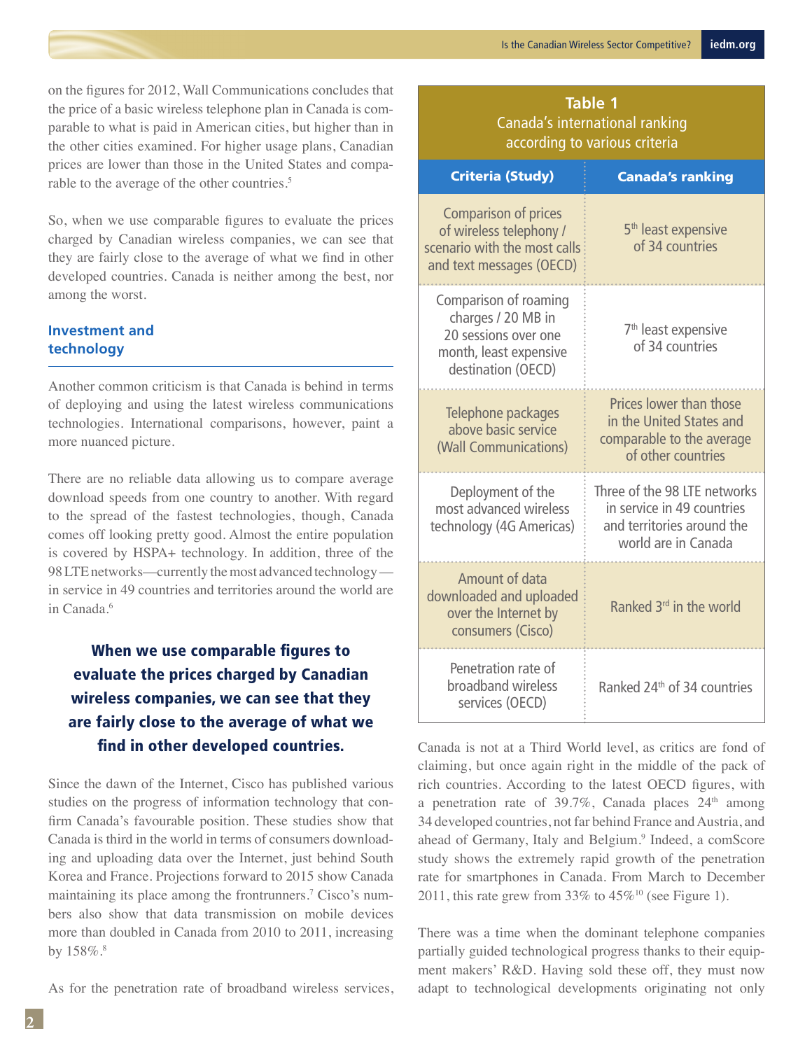on the figures for 2012, Wall Communications concludes that the price of a basic wireless telephone plan in Canada is comparable to what is paid in American cities, but higher than in the other cities examined. For higher usage plans, Canadian prices are lower than those in the United States and comparable to the average of the other countries.[5]

So, when we use comparable figures to evaluate the prices charged by Canadian wireless companies, we can see that they are fairly close to the average of what we find in other developed countries. Canada is neither among the best, nor among the worst.

## Investment and technology

Another common criticism is that Canada is behind in terms of deploying and using the latest wireless communications technologies. International comparisons, however, paint a more nuanced picture.

There are no reliable data allowing us to compare average download speeds from one country to another. With regard to the spread of the fastest technologies, though, Canada comes off looking pretty good. Almost the entire population is covered by HSPA+ technology. In addition, three of the 98 LTE networks—currently the most advanced technology—in service in 49 countries and territories around the world are in Canada.[6]

**When we use comparable figures to evaluate the prices charged by Canadian wireless companies, we can see that they are fairly close to the average of what we find in other developed countries.**

Since the dawn of the Internet, Cisco has published various studies on the progress of information technology that confirm Canada's favourable position. These studies show that Canada is third in the world in terms of consumers downloading and uploading data over the Internet, just behind South Korea and France. Projections forward to 2015 show Canada maintaining its place among the frontrunners.[7] Cisco's numbers also show that data transmission on mobile devices more than doubled in Canada from 2010 to 2011, increasing by 158%.[8]

As for the penetration rate of broadband wireless services, Canada is not at a Third World level, as critics are fond of claiming, but once again right in the middle of the pack of rich countries. According to the latest OECD figures, with a penetration rate of 39.7%, Canada places 24th among 34 developed countries, not far behind France and Austria, and ahead of Germany, Italy and Belgium.[9] Indeed, a comScore study shows the extremely rapid growth of the penetration rate for smartphones in Canada. From March to December 2011, this rate grew from 33% to 45%[10] (see Figure 1).

**Table 1**
**Canada's international ranking according to various criteria**

| Criteria (Study) | Canada's ranking |
|---|---|
| Comparison of prices of wireless telephony / scenario with the most calls and text messages (OECD) | 5th least expensive of 34 countries |
| Comparison of roaming charges / 20 MB in 20 sessions over one month, least expensive destination (OECD) | 7th least expensive of 34 countries |
| Telephone packages above basic service (Wall Communications) | Prices lower than those in the United States and comparable to the average of other countries |
| Deployment of the most advanced wireless technology (4G Americas) | Three of the 98 LTE networks in service in 49 countries and territories around the world are in Canada |
| Amount of data downloaded and uploaded over the Internet by consumers (Cisco) | Ranked 3rd in the world |
| Penetration rate of broadband wireless services (OECD) | Ranked 24th of 34 countries |

There was a time when the dominant telephone companies partially guided technological progress thanks to their equipment makers' R&D. Having sold these off, they must now adapt to technological developments originating not only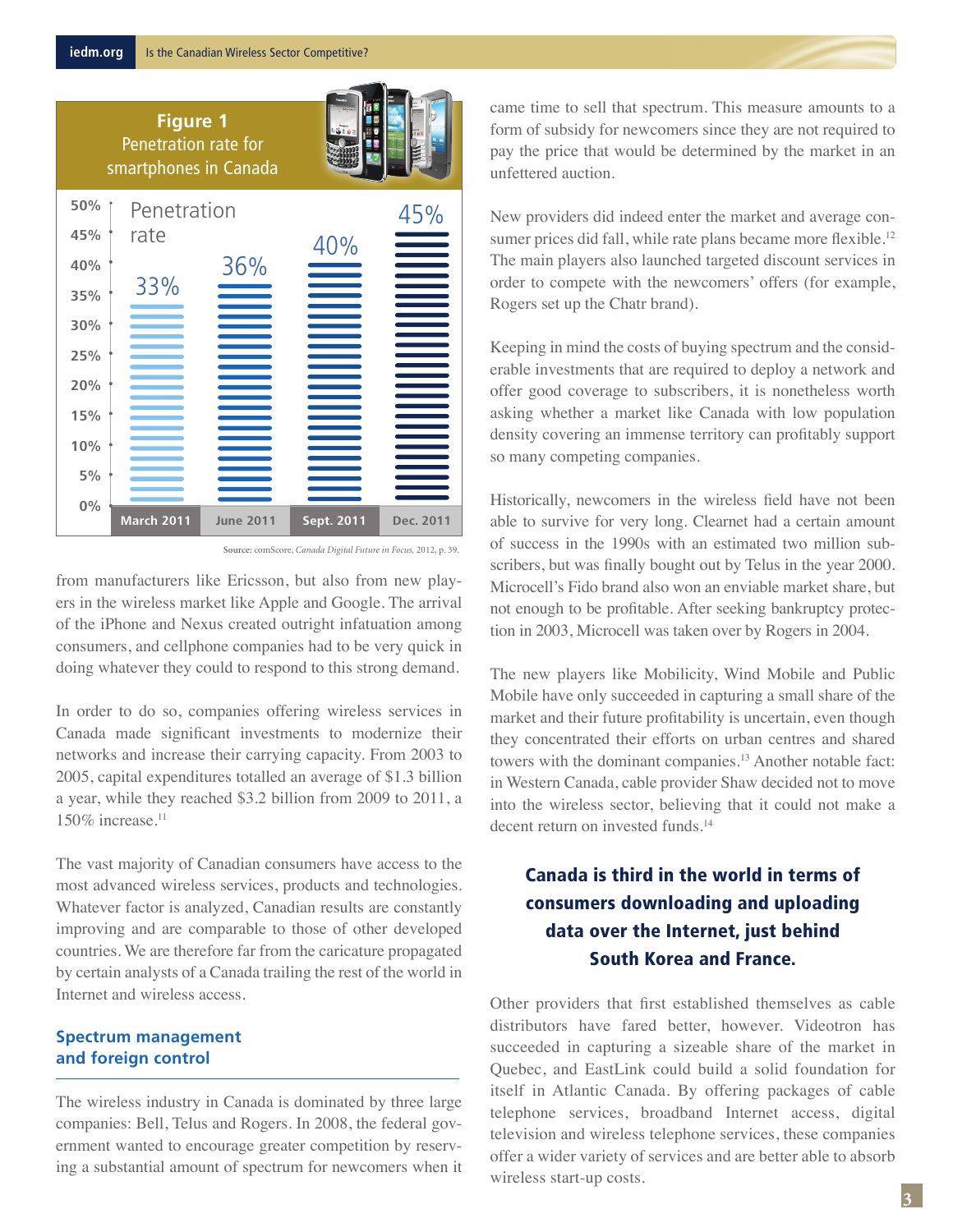**Figure 1**
Penetration rate for smartphones in Canada

| | March 2011 | June 2011 | Sept. 2011 | Dec. 2011 |
|---|---|---|---|---|
| Penetration rate | 33% | 36% | 40% | 45% |

Source: comScore, *Canada Digital Future in Focus,* 2012, p. 39.

from manufacturers like Ericsson, but also from new players in the wireless market like Apple and Google. The arrival of the iPhone and Nexus created outright infatuation among consumers, and cellphone companies had to be very quick in doing whatever they could to respond to this strong demand.

In order to do so, companies offering wireless services in Canada made significant investments to modernize their networks and increase their carrying capacity. From 2003 to 2005, capital expenditures totalled an average of $1.3 billion a year, while they reached $3.2 billion from 2009 to 2011, a 150% increase.[11]

The vast majority of Canadian consumers have access to the most advanced wireless services, products and technologies. Whatever factor is analyzed, Canadian results are constantly improving and are comparable to those of other developed countries. We are therefore far from the caricature propagated by certain analysts of a Canada trailing the rest of the world in Internet and wireless access.

## Spectrum management and foreign control

The wireless industry in Canada is dominated by three large companies: Bell, Telus and Rogers. In 2008, the federal government wanted to encourage greater competition by reserving a substantial amount of spectrum for newcomers when it came time to sell that spectrum. This measure amounts to a form of subsidy for newcomers since they are not required to pay the price that would be determined by the market in an unfettered auction.

New providers did indeed enter the market and average consumer prices did fall, while rate plans became more flexible.[12] The main players also launched targeted discount services in order to compete with the newcomers' offers (for example, Rogers set up the Chatr brand).

Keeping in mind the costs of buying spectrum and the considerable investments that are required to deploy a network and offer good coverage to subscribers, it is nonetheless worth asking whether a market like Canada with low population density covering an immense territory can profitably support so many competing companies.

Historically, newcomers in the wireless field have not been able to survive for very long. Clearnet had a certain amount of success in the 1990s with an estimated two million subscribers, but was finally bought out by Telus in the year 2000. Microcell's Fido brand also won an enviable market share, but not enough to be profitable. After seeking bankruptcy protection in 2003, Microcell was taken over by Rogers in 2004.

The new players like Mobilicity, Wind Mobile and Public Mobile have only succeeded in capturing a small share of the market and their future profitability is uncertain, even though they concentrated their efforts on urban centres and shared towers with the dominant companies.[13] Another notable fact: in Western Canada, cable provider Shaw decided not to move into the wireless sector, believing that it could not make a decent return on invested funds.[14]

**Canada is third in the world in terms of consumers downloading and uploading data over the Internet, just behind South Korea and France.**

Other providers that first established themselves as cable distributors have fared better, however. Videotron has succeeded in capturing a sizeable share of the market in Quebec, and EastLink could build a solid foundation for itself in Atlantic Canada. By offering packages of cable telephone services, broadband Internet access, digital television and wireless telephone services, these companies offer a wider variety of services and are better able to absorb wireless start-up costs.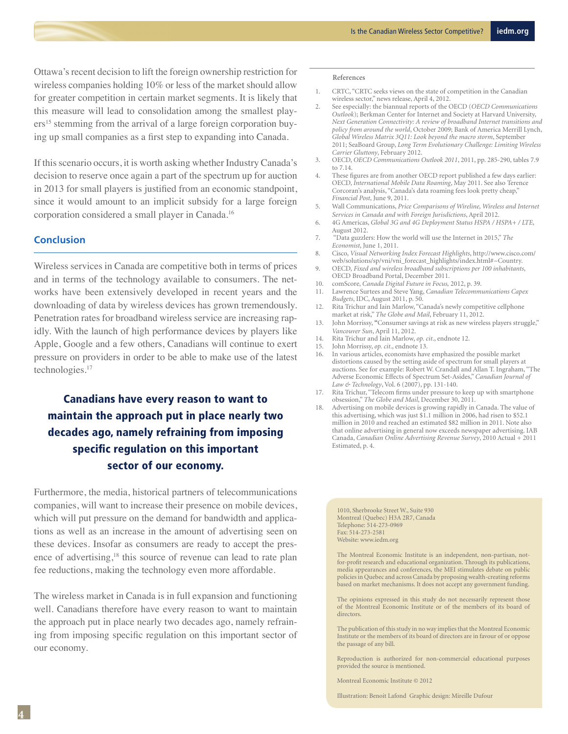Ottawa's recent decision to lift the foreign ownership restriction for wireless companies holding 10% or less of the market should allow for greater competition in certain market segments. It is likely that this measure will lead to consolidation among the smallest players[15] stemming from the arrival of a large foreign corporation buying up small companies as a first step to expanding into Canada.

If this scenario occurs, it is worth asking whether Industry Canada's decision to reserve once again a part of the spectrum up for auction in 2013 for small players is justified from an economic standpoint, since it would amount to an implicit subsidy for a large foreign corporation considered a small player in Canada.[16]

## Conclusion

Wireless services in Canada are competitive both in terms of prices and in terms of the technology available to consumers. The networks have been extensively developed in recent years and the downloading of data by wireless devices has grown tremendously. Penetration rates for broadband wireless service are increasing rapidly. With the launch of high performance devices by players like Apple, Google and a few others, Canadians will continue to exert pressure on providers in order to be able to make use of the latest technologies.[17]

**Canadians have every reason to want to maintain the approach put in place nearly two decades ago, namely refraining from imposing specific regulation on this important sector of our economy.**

Furthermore, the media, historical partners of telecommunications companies, will want to increase their presence on mobile devices, which will put pressure on the demand for bandwidth and applications as well as an increase in the amount of advertising seen on these devices. Insofar as consumers are ready to accept the presence of advertising,[18] this source of revenue can lead to rate plan fee reductions, making the technology even more affordable.

The wireless market in Canada is in full expansion and functioning well. Canadians therefore have every reason to want to maintain the approach put in place nearly two decades ago, namely refraining from imposing specific regulation on this important sector of our economy.

### References

1. CRTC, "CRTC seeks views on the state of competition in the Canadian wireless sector," news release, April 4, 2012.
2. See especially: the biannual reports of the OECD (*OECD Communications Outlook*); Berkman Center for Internet and Society at Harvard University, *Next Generation Connectivity: A review of broadband Internet transitions and policy from around the world*, October 2009; Bank of America Merrill Lynch, *Global Wireless Matrix 3Q11: Look beyond the macro storm*, September 2011; SeaBoard Group, *Long Term Evolutionary Challenge: Limiting Wireless Carrier Gluttony*, February 2012.
3. OECD, *OECD Communications Outlook 2011*, 2011, pp. 285-290, tables 7.9 to 7.14.
4. These figures are from another OECD report published a few days earlier: OECD, *International Mobile Data Roaming*, May 2011. See also Terence Corcoran's analysis, "Canada's data roaming fees look pretty cheap," *Financial Post*, June 9, 2011.
5. Wall Communications, *Price Comparisons of Wireline, Wireless and Internet Services in Canada and with Foreign Jurisdictions*, April 2012.
6. 4G Americas, *Global 3G and 4G Deployment Status HSPA / HSPA+ / LTE*, August 2012.
7. "Data guzzlers: How the world will use the Internet in 2015," *The Economist*, June 1, 2011.
8. Cisco, *Visual Networking Index Forecast Highlights*, http://www.cisco.com/web/solutions/sp/vni/vni_forecast_highlights/index.html#~Country.
9. OECD, *Fixed and wireless broadband subscriptions per 100 inhabitants*, OECD Broadband Portal, December 2011.
10. comScore, *Canada Digital Future in Focus*, 2012, p. 39.
11. Lawrence Surtees and Steve Yang, *Canadian Telecommunications Capex Budgets*, IDC, August 2011, p. 50.
12. Rita Trichur and Iain Marlow, "Canada's newly competitive cellphone market at risk," *The Globe and Mail*, February 11, 2012.
13. John Morrissy, "Consumer savings at risk as new wireless players struggle," *Vancouver Sun*, April 11, 2012.
14. Rita Trichur and Iain Marlow, *op. cit.*, endnote 12.
15. John Morrissy, *op. cit.*, endnote 13.
16. In various articles, economists have emphasized the possible market distortions caused by the setting aside of spectrum for small players at auctions. See for example: Robert W. Crandall and Allan T. Ingraham, "The Adverse Economic Effects of Spectrum Set-Asides," *Canadian Journal of Law & Technology*, Vol. 6 (2007), pp. 131-140.
17. Rita Trichur, "Telecom firms under pressure to keep up with smartphone obsession," *The Globe and Mail*, December 30, 2011.
18. Advertising on mobile devices is growing rapidly in Canada. The value of this advertising, which was just $1.1 million in 2006, had risen to $52.1 million in 2010 and reached an estimated $82 million in 2011. Note also that online advertising in general now exceeds newspaper advertising. IAB Canada, *Canadian Online Advertising Revenue Survey*, 2010 Actual + 2011 Estimated, p. 4.

1010, Sherbrooke Street W., Suite 930
Montreal (Quebec) H3A 2R7, Canada
Telephone: 514-273-0969
Fax: 514-273-2581
Website: www.iedm.org

The Montreal Economic Institute is an independent, non-partisan, not-for-profit research and educational organization. Through its publications, media appearances and conferences, the MEI stimulates debate on public policies in Quebec and across Canada by proposing wealth-creating reforms based on market mechanisms. It does not accept any government funding.

The opinions expressed in this study do not necessarily represent those of the Montreal Economic Institute or of the members of its board of directors.

The publication of this study in no way implies that the Montreal Economic Institute or the members of its board of directors are in favour of or oppose the passage of any bill.

Reproduction is authorized for non-commercial educational purposes provided the source is mentioned.

Montreal Economic Institute © 2012

Illustration: Benoit Lafond Graphic design: Mireille Dufour